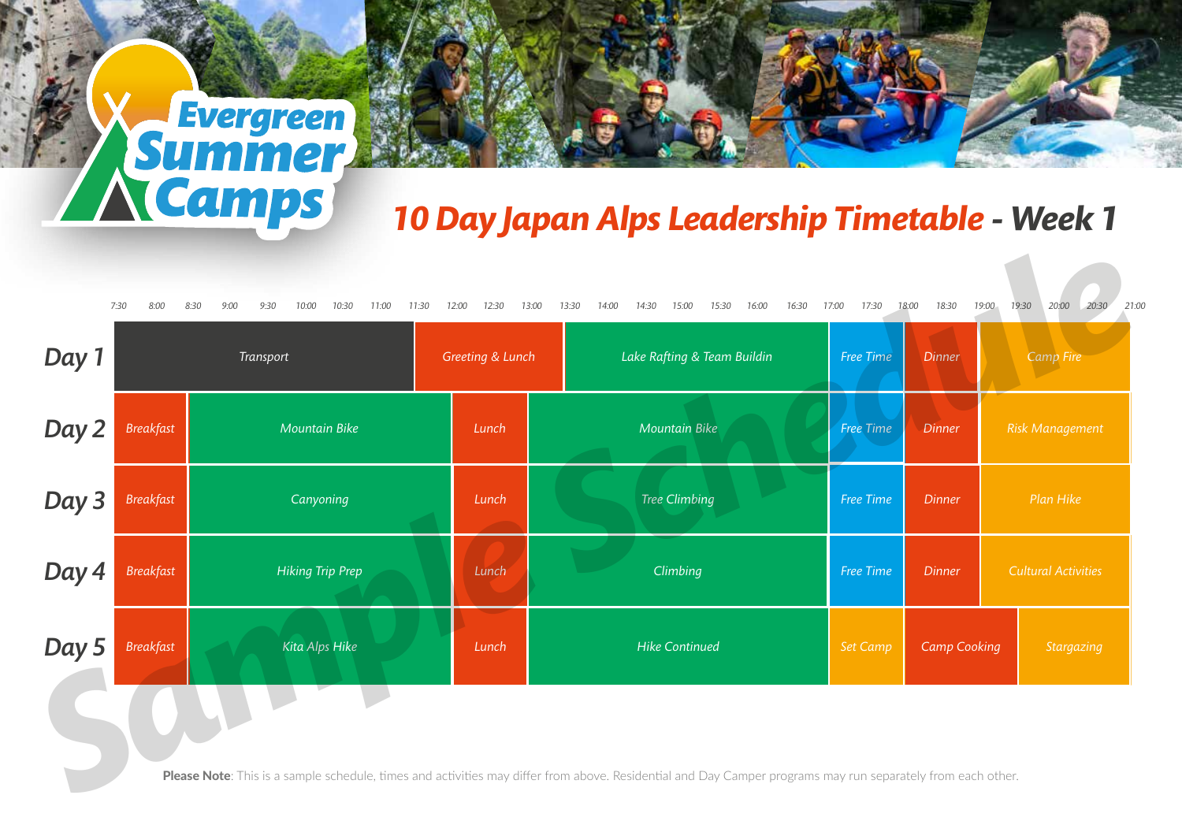# Evergreen Summer Camps

## *10 Day Japan Alps Leadership Timetable* - Week 1

| Day | Time | Activity |
|---|---|---|
| Day 1 | 7:30 – 11:30 | Transport |
| | 11:30 – 13:30 | Greeting & Lunch |
| | 13:30 – 17:00 | Lake Rafting & Team Buildin |
| | 17:00 – 18:00 | Free Time |
| | 18:00 – 19:00 | Dinner |
| | 19:00 – 21:00 | Camp Fire |
| Day 2 | 7:30 – 8:30 | Breakfast |
| | 8:30 – 12:00 | Mountain Bike |
| | 12:00 – 13:00 | Lunch |
| | 13:00 – 17:00 | Mountain Bike |
| | 17:00 – 18:00 | Free Time |
| | 18:00 – 19:00 | Dinner |
| | 19:00 – 21:00 | Risk Management |
| Day 3 | 7:30 – 8:30 | Breakfast |
| | 8:30 – 12:00 | Canyoning |
| | 12:00 – 13:00 | Lunch |
| | 13:00 – 17:00 | Tree Climbing |
| | 17:00 – 18:00 | Free Time |
| | 18:00 – 19:00 | Dinner |
| | 19:00 – 21:00 | Plan Hike |
| Day 4 | 7:30 – 8:30 | Breakfast |
| | 8:30 – 12:00 | Hiking Trip Prep |
| | 12:00 – 13:00 | Lunch |
| | 13:00 – 17:00 | Climbing |
| | 17:00 – 18:00 | Free Time |
| | 18:00 – 19:00 | Dinner |
| | 19:00 – 21:00 | Cultural Activities |
| Day 5 | 7:30 – 8:30 | Breakfast |
| | 8:30 – 12:00 | Kita Alps Hike |
| | 12:00 – 13:00 | Lunch |
| | 13:00 – 17:00 | Hike Continued |
| | 17:00 – 18:00 | Set Camp |
| | 18:00 – 19:30 | Camp Cooking |
| | 19:30 – 21:00 | Stargazing |

Sample Schedule

**Please Note**: This is a sample schedule, times and activities may differ from above. Residential and Day Camper programs may run separately from each other.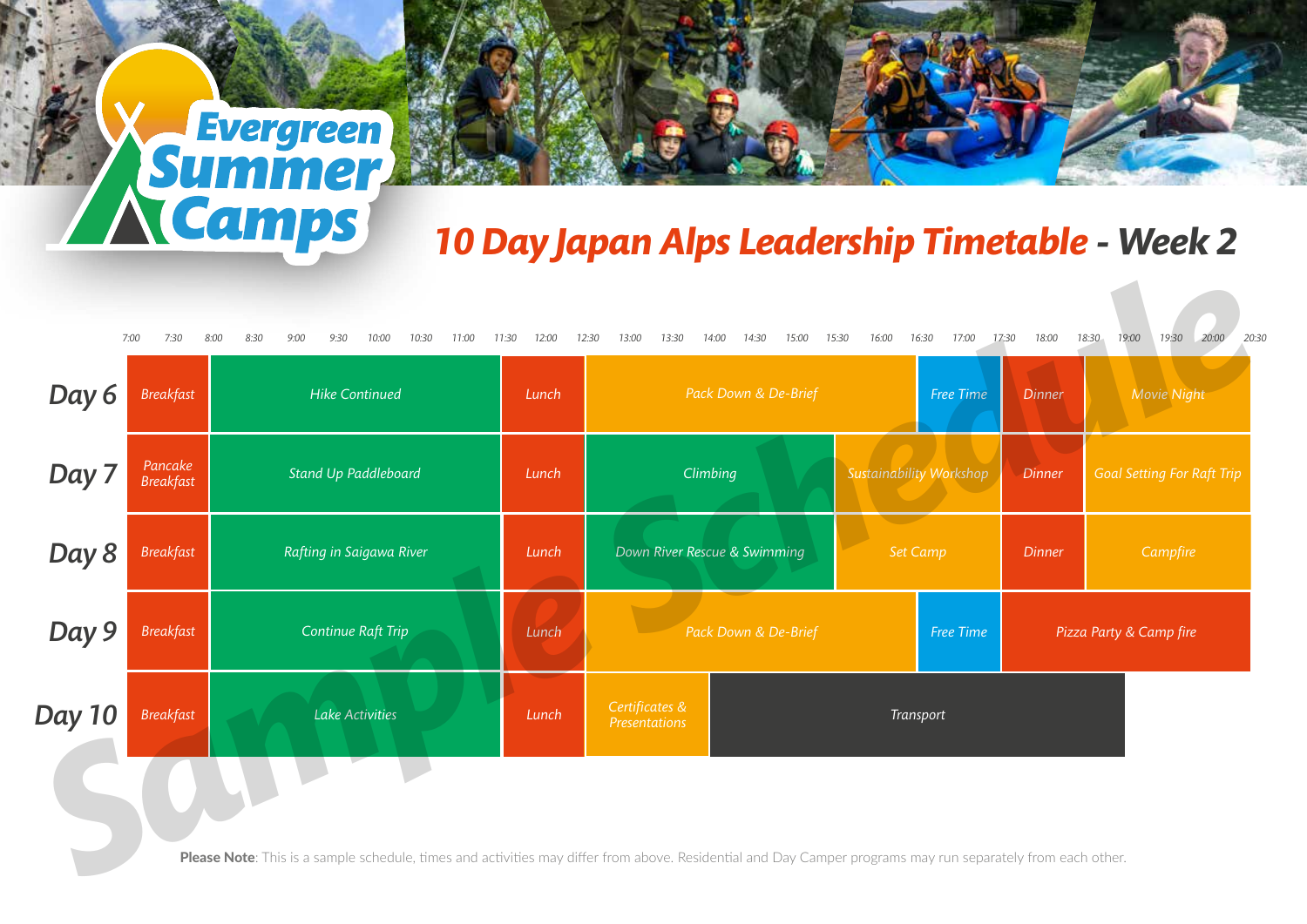Evergreen Summer Camps

# 10 Day Japan Alps Leadership Timetable - Week 2

| | 7:00 | 7:30 | 8:00 | 8:30 | 9:00 | 9:30 | 10:00 | 10:30 | 11:00 | 11:30 | 12:00 | 12:30 | 13:00 | 13:30 | 14:00 | 14:30 | 15:00 | 15:30 | 16:00 | 16:30 | 17:00 | 17:30 | 18:00 | 18:30 | 19:00 | 19:30 | 20:00 |
|---|---|---|---|---|---|---|---|---|---|---|---|---|---|---|---|---|---|---|---|---|---|---|---|---|---|---|---|
| **Day 6** | Breakfast | | Hike Continued | | | | | | | Lunch | | Pack Down & De-Brief | | | | | | | | Free Time | | Dinner | | Movie Night | | | |
| **Day 7** | Pancake Breakfast | | Stand Up Paddleboard | | | | | | | Lunch | | Climbing | | | | | | Sustainability Workshop | | | | Dinner | | Goal Setting For Raft Trip | | | |
| **Day 8** | Breakfast | | Rafting in Saigawa River | | | | | | | Lunch | | Down River Rescue & Swimming | | | | | | Set Camp | | | | Dinner | | Campfire | | | |
| **Day 9** | Breakfast | | Continue Raft Trip | | | | | | | Lunch | | Pack Down & De-Brief | | | | | | | | Free Time | | Pizza Party & Camp fire | | | | | |
| **Day 10** | Breakfast | | Lake Activities | | | | | | | Lunch | | Certificates & Presentations | | | Transport | | | | | | | | | | | | |

Sample Schedule

**Please Note**: This is a sample schedule, times and activities may differ from above. Residential and Day Camper programs may run separately from each other.